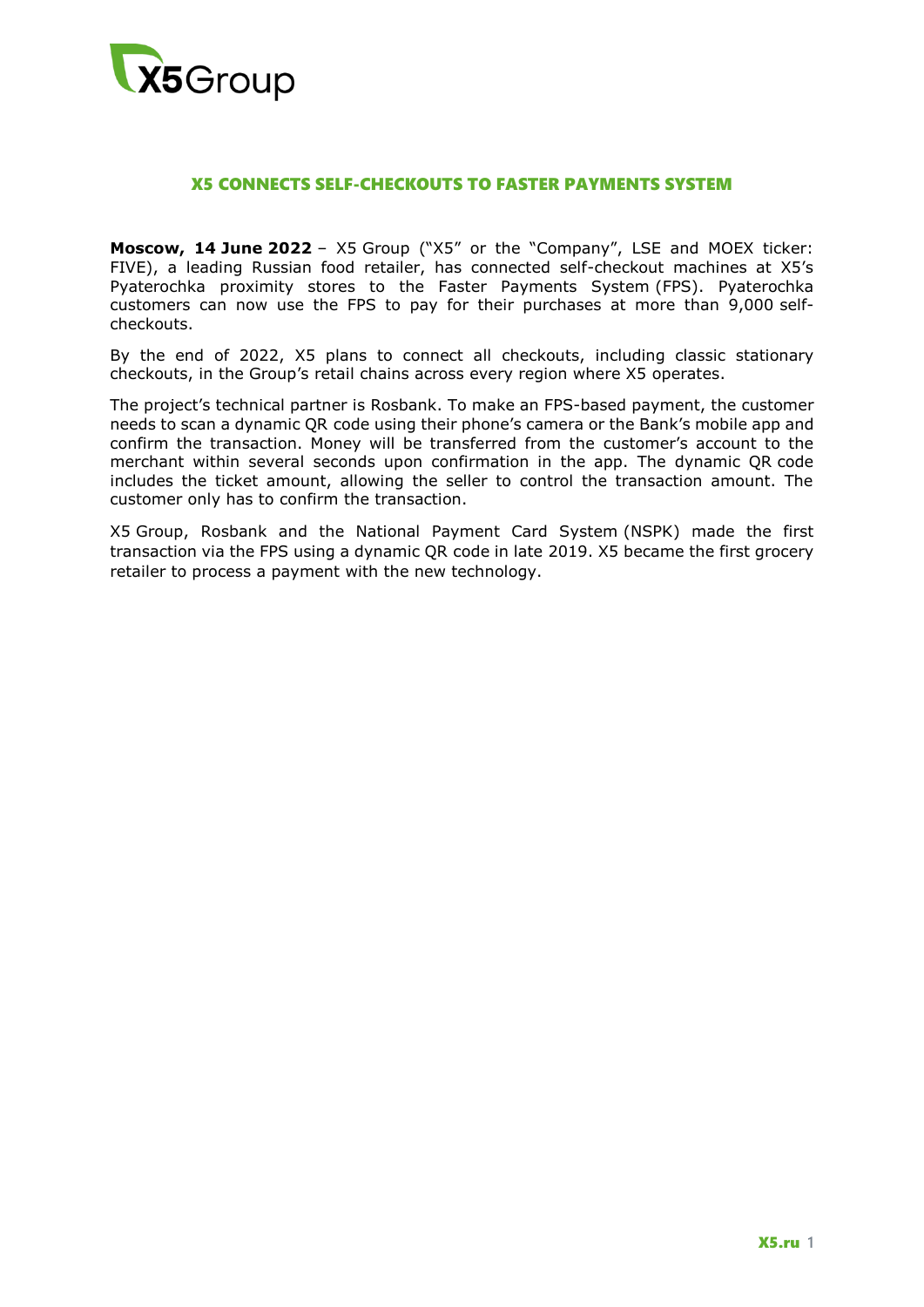# X5 CONNECTS SELF-CHECKOUTS TO FASTER PAYMENTS SYSTEM

**Moscow, 14 June 2022** – X5 Group ("X5" or the "Company", LSE and MOEX ticker: FIVE), a leading Russian food retailer, has connected self-checkout machines at X5's Pyaterochka proximity stores to the Faster Payments System (FPS). Pyaterochka customers can now use the FPS to pay for their purchases at more than 9,000 self-checkouts.

By the end of 2022, X5 plans to connect all checkouts, including classic stationary checkouts, in the Group's retail chains across every region where X5 operates.

The project's technical partner is Rosbank. To make an FPS-based payment, the customer needs to scan a dynamic QR code using their phone's camera or the Bank's mobile app and confirm the transaction. Money will be transferred from the customer's account to the merchant within several seconds upon confirmation in the app. The dynamic QR code includes the ticket amount, allowing the seller to control the transaction amount. The customer only has to confirm the transaction.

X5 Group, Rosbank and the National Payment Card System (NSPK) made the first transaction via the FPS using a dynamic QR code in late 2019. X5 became the first grocery retailer to process a payment with the new technology.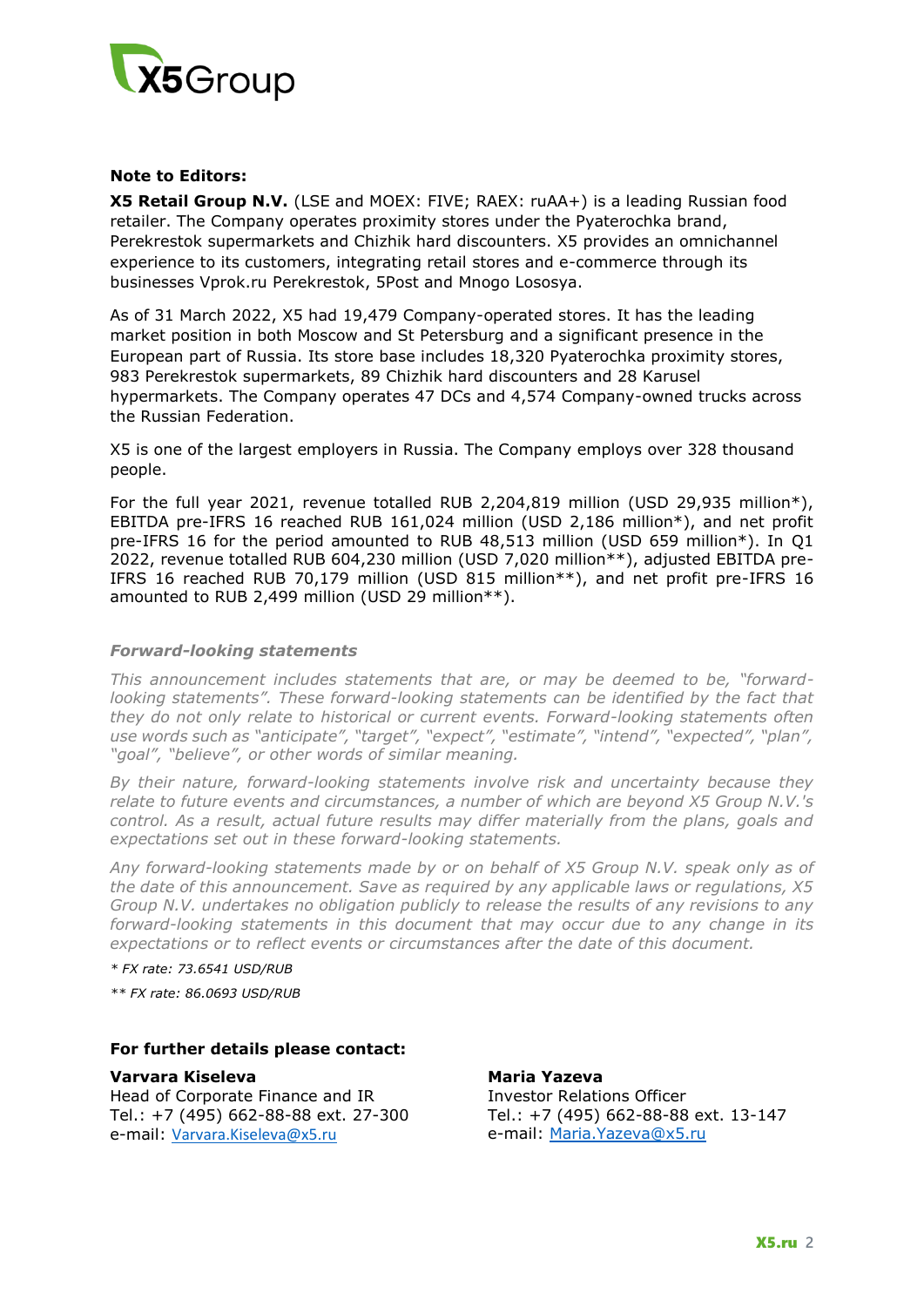**Note to Editors:**

**X5 Retail Group N.V.** (LSE and MOEX: FIVE; RAEX: ruAA+) is a leading Russian food retailer. The Company operates proximity stores under the Pyaterochka brand, Perekrestok supermarkets and Chizhik hard discounters. X5 provides an omnichannel experience to its customers, integrating retail stores and e-commerce through its businesses Vprok.ru Perekrestok, 5Post and Mnogo Lososya.

As of 31 March 2022, X5 had 19,479 Company-operated stores. It has the leading market position in both Moscow and St Petersburg and a significant presence in the European part of Russia. Its store base includes 18,320 Pyaterochka proximity stores, 983 Perekrestok supermarkets, 89 Chizhik hard discounters and 28 Karusel hypermarkets. The Company operates 47 DCs and 4,574 Company-owned trucks across the Russian Federation.

X5 is one of the largest employers in Russia. The Company employs over 328 thousand people.

For the full year 2021, revenue totalled RUB 2,204,819 million (USD 29,935 million*), EBITDA pre-IFRS 16 reached RUB 161,024 million (USD 2,186 million*), and net profit pre-IFRS 16 for the period amounted to RUB 48,513 million (USD 659 million*). In Q1 2022, revenue totalled RUB 604,230 million (USD 7,020 million**), adjusted EBITDA pre-IFRS 16 reached RUB 70,179 million (USD 815 million**), and net profit pre-IFRS 16 amounted to RUB 2,499 million (USD 29 million**).

***Forward-looking statements***

*This announcement includes statements that are, or may be deemed to be, "forward-looking statements". These forward-looking statements can be identified by the fact that they do not only relate to historical or current events. Forward-looking statements often use words such as "anticipate", "target", "expect", "estimate", "intend", "expected", "plan", "goal", "believe", or other words of similar meaning.*

*By their nature, forward-looking statements involve risk and uncertainty because they relate to future events and circumstances, a number of which are beyond X5 Group N.V.'s control. As a result, actual future results may differ materially from the plans, goals and expectations set out in these forward-looking statements.*

*Any forward-looking statements made by or on behalf of X5 Group N.V. speak only as of the date of this announcement. Save as required by any applicable laws or regulations, X5 Group N.V. undertakes no obligation publicly to release the results of any revisions to any forward-looking statements in this document that may occur due to any change in its expectations or to reflect events or circumstances after the date of this document.*

*\* FX rate: 73.6541 USD/RUB*

*\*\* FX rate: 86.0693 USD/RUB*

**For further details please contact:**

**Varvara Kiseleva**
Head of Corporate Finance and IR
Tel.: +7 (495) 662-88-88 ext. 27-300
e-mail: Varvara.Kiseleva@x5.ru

**Maria Yazeva**
Investor Relations Officer
Tel.: +7 (495) 662-88-88 ext. 13-147
e-mail: Maria.Yazeva@x5.ru